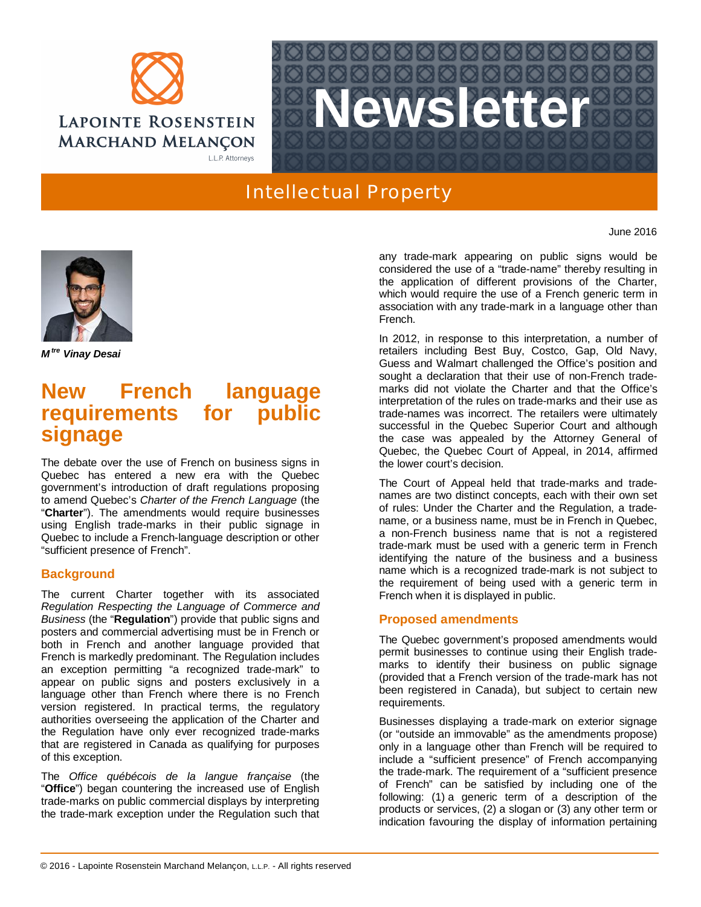Lapointe Rosenstein Marchand Melançon L.L.P. Attorneys

# Newsletter

## Intellectual Property

June 2016

***M**[tre]* ***Vinay Desai***

# New French language requirements for public signage

The debate over the use of French on business signs in Quebec has entered a new era with the Quebec government's introduction of draft regulations proposing to amend Quebec's *Charter of the French Language* (the "**Charter**"). The amendments would require businesses using English trade-marks in their public signage in Quebec to include a French-language description or other "sufficient presence of French".

### Background

The current Charter together with its associated *Regulation Respecting the Language of Commerce and Business* (the "**Regulation**") provide that public signs and posters and commercial advertising must be in French or both in French and another language provided that French is markedly predominant. The Regulation includes an exception permitting "a recognized trade-mark" to appear on public signs and posters exclusively in a language other than French where there is no French version registered. In practical terms, the regulatory authorities overseeing the application of the Charter and the Regulation have only ever recognized trade-marks that are registered in Canada as qualifying for purposes of this exception.

The *Office québécois de la langue française* (the "**Office**") began countering the increased use of English trade-marks on public commercial displays by interpreting the trade-mark exception under the Regulation such that any trade-mark appearing on public signs would be considered the use of a "trade-name" thereby resulting in the application of different provisions of the Charter, which would require the use of a French generic term in association with any trade-mark in a language other than French.

In 2012, in response to this interpretation, a number of retailers including Best Buy, Costco, Gap, Old Navy, Guess and Walmart challenged the Office's position and sought a declaration that their use of non-French trade-marks did not violate the Charter and that the Office's interpretation of the rules on trade-marks and their use as trade-names was incorrect. The retailers were ultimately successful in the Quebec Superior Court and although the case was appealed by the Attorney General of Quebec, the Quebec Court of Appeal, in 2014, affirmed the lower court's decision.

The Court of Appeal held that trade-marks and trade-names are two distinct concepts, each with their own set of rules: Under the Charter and the Regulation, a trade-name, or a business name, must be in French in Quebec, a non-French business name that is not a registered trade-mark must be used with a generic term in French identifying the nature of the business and a business name which is a recognized trade-mark is not subject to the requirement of being used with a generic term in French when it is displayed in public.

### Proposed amendments

The Quebec government's proposed amendments would permit businesses to continue using their English trade-marks to identify their business on public signage (provided that a French version of the trade-mark has not been registered in Canada), but subject to certain new requirements.

Businesses displaying a trade-mark on exterior signage (or "outside an immovable" as the amendments propose) only in a language other than French will be required to include a "sufficient presence" of French accompanying the trade-mark. The requirement of a "sufficient presence of French" can be satisfied by including one of the following: (1) a generic term of a description of the products or services, (2) a slogan or (3) any other term or indication favouring the display of information pertaining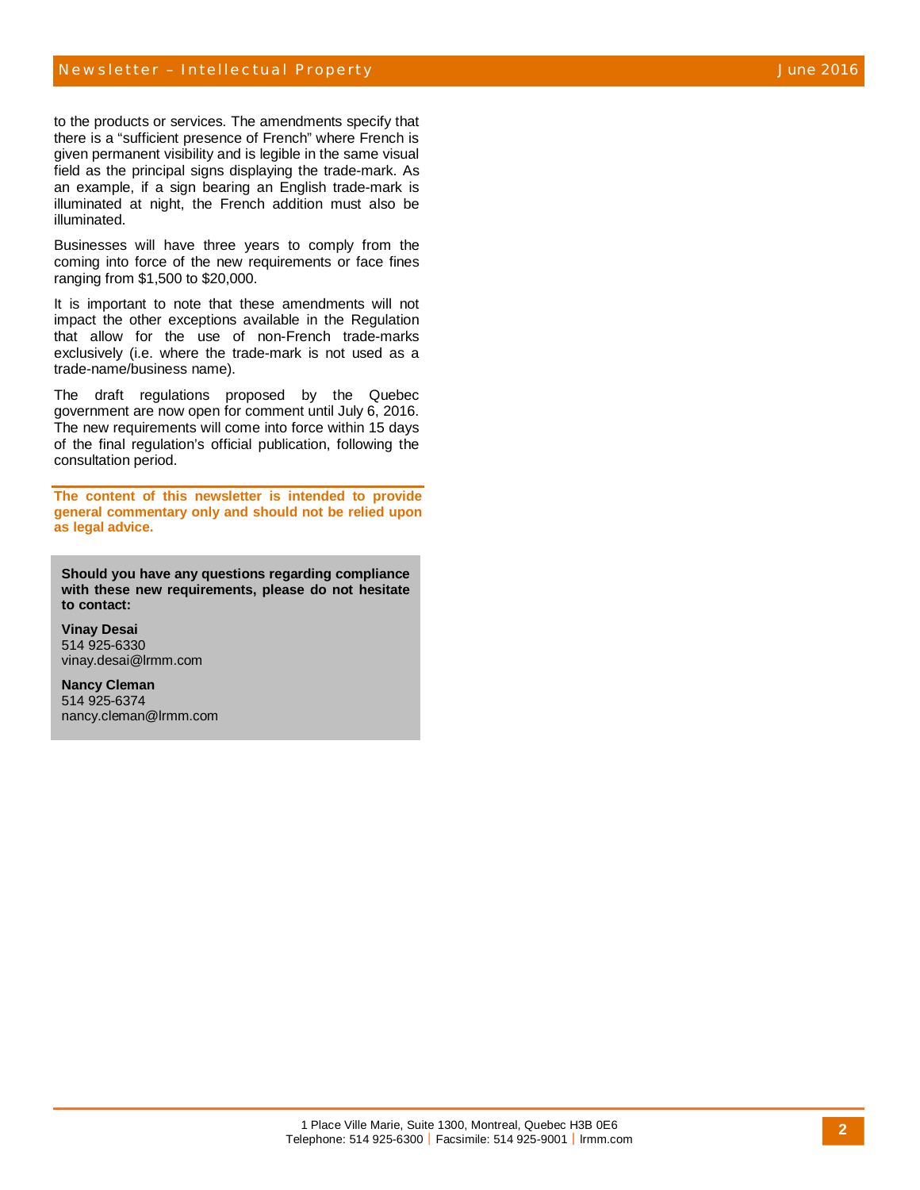to the products or services. The amendments specify that there is a "sufficient presence of French" where French is given permanent visibility and is legible in the same visual field as the principal signs displaying the trade-mark. As an example, if a sign bearing an English trade-mark is illuminated at night, the French addition must also be illuminated.

Businesses will have three years to comply from the coming into force of the new requirements or face fines ranging from $1,500 to $20,000.

It is important to note that these amendments will not impact the other exceptions available in the Regulation that allow for the use of non-French trade-marks exclusively (i.e. where the trade-mark is not used as a trade-name/business name).

The draft regulations proposed by the Quebec government are now open for comment until July 6, 2016. The new requirements will come into force within 15 days of the final regulation's official publication, following the consultation period.

**The content of this newsletter is intended to provide general commentary only and should not be relied upon as legal advice.**

**Should you have any questions regarding compliance with these new requirements, please do not hesitate to contact:**

**Vinay Desai**
514 925-6330
vinay.desai@lrmm.com

**Nancy Cleman**
514 925-6374
nancy.cleman@lrmm.com

1 Place Ville Marie, Suite 1300, Montreal, Quebec H3B 0E6
Telephone: 514 925-6300 | Facsimile: 514 925-9001 | lrmm.com